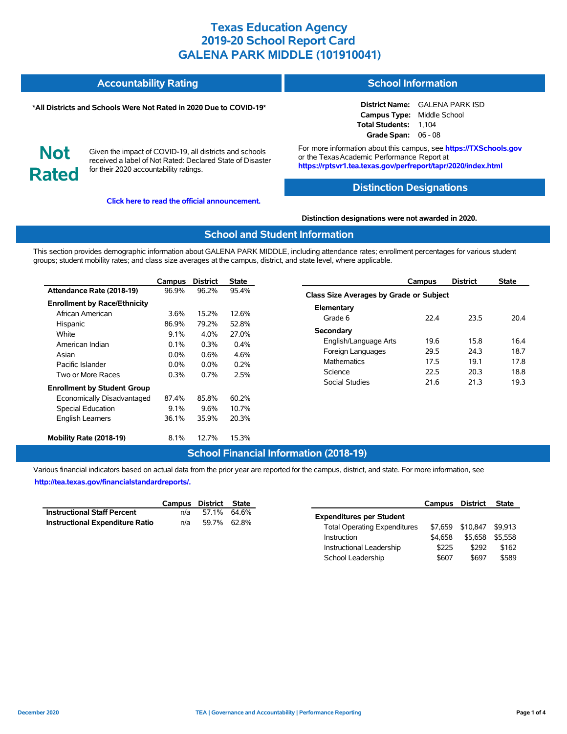# Texas Education Agency
# 2019-20 School Report Card
# GALENA PARK MIDDLE (101910041)

## Accountability Rating

**\*All Districts and Schools Were Not Rated in 2020 Due to COVID-19\***

**Not Rated**

Given the impact of COVID-19, all districts and schools received a label of Not Rated: Declared State of Disaster for their 2020 accountability ratings.

**Click here to read the official announcement.**

## School Information

**District Name:** GALENA PARK ISD
**Campus Type:** Middle School
**Total Students:** 1,104
**Grade Span:** 06 - 08

For more information about this campus, see **https://TXSchools.gov** or the Texas Academic Performance Report at **https://rptsvr1.tea.texas.gov/perfreport/tapr/2020/index.html**

## Distinction Designations

**Distinction designations were not awarded in 2020.**

## School and Student Information

This section provides demographic information about GALENA PARK MIDDLE, including attendance rates; enrollment percentages for various student groups; student mobility rates; and class size averages at the campus, district, and state level, where applicable.

| | Campus | District | State |
|---|---|---|---|
| **Attendance Rate (2018-19)** | 96.9% | 96.2% | 95.4% |
| **Enrollment by Race/Ethnicity** | | | |
| African American | 3.6% | 15.2% | 12.6% |
| Hispanic | 86.9% | 79.2% | 52.8% |
| White | 9.1% | 4.0% | 27.0% |
| American Indian | 0.1% | 0.3% | 0.4% |
| Asian | 0.0% | 0.6% | 4.6% |
| Pacific Islander | 0.0% | 0.0% | 0.2% |
| Two or More Races | 0.3% | 0.7% | 2.5% |
| **Enrollment by Student Group** | | | |
| Economically Disadvantaged | 87.4% | 85.8% | 60.2% |
| Special Education | 9.1% | 9.6% | 10.7% |
| English Learners | 36.1% | 35.9% | 20.3% |
| **Mobility Rate (2018-19)** | 8.1% | 12.7% | 15.3% |

| | Campus | District | State |
|---|---|---|---|
| **Class Size Averages by Grade or Subject** | | | |
| **Elementary** | | | |
| Grade 6 | 22.4 | 23.5 | 20.4 |
| **Secondary** | | | |
| English/Language Arts | 19.6 | 15.8 | 16.4 |
| Foreign Languages | 29.5 | 24.3 | 18.7 |
| Mathematics | 17.5 | 19.1 | 17.8 |
| Science | 22.5 | 20.3 | 18.8 |
| Social Studies | 21.6 | 21.3 | 19.3 |

## School Financial Information (2018-19)

Various financial indicators based on actual data from the prior year are reported for the campus, district, and state. For more information, see **http://tea.texas.gov/financialstandardreports/.**

| | Campus | District | State |
|---|---|---|---|
| **Instructional Staff Percent** | n/a | 57.1% | 64.6% |
| **Instructional Expenditure Ratio** | n/a | 59.7% | 62.8% |

| | Campus | District | State |
|---|---|---|---|
| **Expenditures per Student** | | | |
| Total Operating Expenditures | $7,659 | $10,847 | $9,913 |
| Instruction | $4,658 | $5,658 | $5,558 |
| Instructional Leadership | $225 | $292 | $162 |
| School Leadership | $607 | $697 | $589 |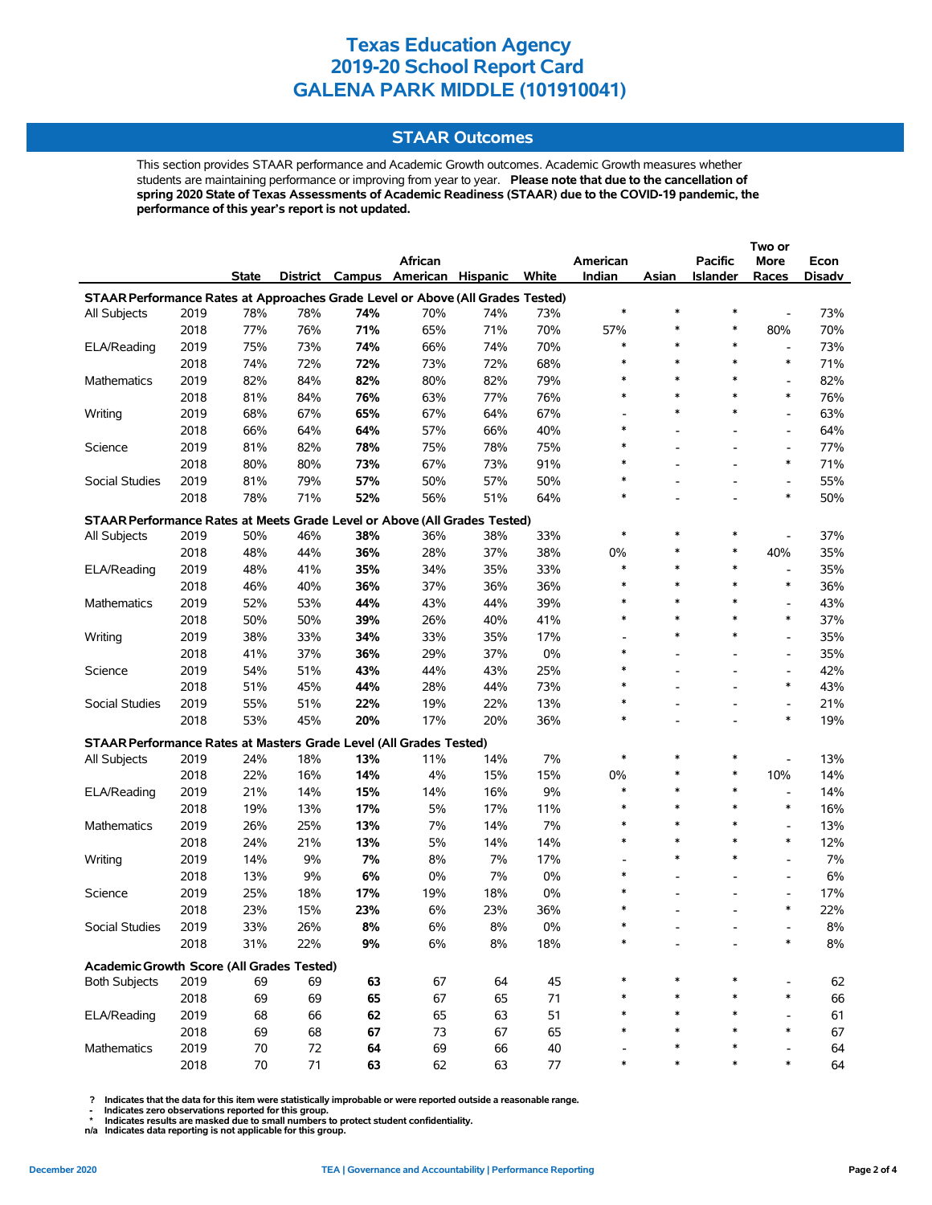# Texas Education Agency
# 2019-20 School Report Card
# GALENA PARK MIDDLE (101910041)

## STAAR Outcomes

This section provides STAAR performance and Academic Growth outcomes. Academic Growth measures whether students are maintaining performance or improving from year to year. **Please note that due to the cancellation of spring 2020 State of Texas Assessments of Academic Readiness (STAAR) due to the COVID-19 pandemic, the performance of this year's report is not updated.**

| | | State | District | Campus | African American | Hispanic | White | American Indian | Asian | Pacific Islander | Two or More Races | Econ Disadv |
|---|---|---|---|---|---|---|---|---|---|---|---|---|
| **STAAR Performance Rates at Approaches Grade Level or Above (All Grades Tested)** | | | | | | | | | | | | |
| All Subjects | 2019 | 78% | 78% | **74%** | 70% | 74% | 73% | * | * | * | - | 73% |
| | 2018 | 77% | 76% | **71%** | 65% | 71% | 70% | 57% | * | * | 80% | 70% |
| ELA/Reading | 2019 | 75% | 73% | **74%** | 66% | 74% | 70% | * | * | * | - | 73% |
| | 2018 | 74% | 72% | **72%** | 73% | 72% | 68% | * | * | * | * | 71% |
| Mathematics | 2019 | 82% | 84% | **82%** | 80% | 82% | 79% | * | * | * | - | 82% |
| | 2018 | 81% | 84% | **76%** | 63% | 77% | 76% | * | * | * | * | 76% |
| Writing | 2019 | 68% | 67% | **65%** | 67% | 64% | 67% | - | * | * | - | 63% |
| | 2018 | 66% | 64% | **64%** | 57% | 66% | 40% | * | - | - | - | 64% |
| Science | 2019 | 81% | 82% | **78%** | 75% | 78% | 75% | * | - | - | - | 77% |
| | 2018 | 80% | 80% | **73%** | 67% | 73% | 91% | * | - | - | * | 71% |
| Social Studies | 2019 | 81% | 79% | **57%** | 50% | 57% | 50% | * | - | - | - | 55% |
| | 2018 | 78% | 71% | **52%** | 56% | 51% | 64% | * | - | - | * | 50% |
| **STAAR Performance Rates at Meets Grade Level or Above (All Grades Tested)** | | | | | | | | | | | | |
| All Subjects | 2019 | 50% | 46% | **38%** | 36% | 38% | 33% | * | * | * | - | 37% |
| | 2018 | 48% | 44% | **36%** | 28% | 37% | 38% | 0% | * | * | 40% | 35% |
| ELA/Reading | 2019 | 48% | 41% | **35%** | 34% | 35% | 33% | * | * | * | - | 35% |
| | 2018 | 46% | 40% | **36%** | 37% | 36% | 36% | * | * | * | * | 36% |
| Mathematics | 2019 | 52% | 53% | **44%** | 43% | 44% | 39% | * | * | * | - | 43% |
| | 2018 | 50% | 50% | **39%** | 26% | 40% | 41% | * | * | * | * | 37% |
| Writing | 2019 | 38% | 33% | **34%** | 33% | 35% | 17% | - | * | * | - | 35% |
| | 2018 | 41% | 37% | **36%** | 29% | 37% | 0% | * | - | - | - | 35% |
| Science | 2019 | 54% | 51% | **43%** | 44% | 43% | 25% | * | - | - | - | 42% |
| | 2018 | 51% | 45% | **44%** | 28% | 44% | 73% | * | - | - | * | 43% |
| Social Studies | 2019 | 55% | 51% | **22%** | 19% | 22% | 13% | * | - | - | - | 21% |
| | 2018 | 53% | 45% | **20%** | 17% | 20% | 36% | * | - | - | * | 19% |
| **STAAR Performance Rates at Masters Grade Level (All Grades Tested)** | | | | | | | | | | | | |
| All Subjects | 2019 | 24% | 18% | **13%** | 11% | 14% | 7% | * | * | * | - | 13% |
| | 2018 | 22% | 16% | **14%** | 4% | 15% | 15% | 0% | * | * | 10% | 14% |
| ELA/Reading | 2019 | 21% | 14% | **15%** | 14% | 16% | 9% | * | * | * | - | 14% |
| | 2018 | 19% | 13% | **17%** | 5% | 17% | 11% | * | * | * | * | 16% |
| Mathematics | 2019 | 26% | 25% | **13%** | 7% | 14% | 7% | * | * | * | - | 13% |
| | 2018 | 24% | 21% | **13%** | 5% | 14% | 14% | * | * | * | * | 12% |
| Writing | 2019 | 14% | 9% | **7%** | 8% | 7% | 17% | - | * | * | - | 7% |
| | 2018 | 13% | 9% | **6%** | 0% | 7% | 0% | * | - | - | - | 6% |
| Science | 2019 | 25% | 18% | **17%** | 19% | 18% | 0% | * | - | - | - | 17% |
| | 2018 | 23% | 15% | **23%** | 6% | 23% | 36% | * | - | - | * | 22% |
| Social Studies | 2019 | 33% | 26% | **8%** | 6% | 8% | 0% | * | - | - | - | 8% |
| | 2018 | 31% | 22% | **9%** | 6% | 8% | 18% | * | - | - | * | 8% |
| **Academic Growth Score (All Grades Tested)** | | | | | | | | | | | | |
| Both Subjects | 2019 | 69 | 69 | **63** | 67 | 64 | 45 | * | * | * | - | 62 |
| | 2018 | 69 | 69 | **65** | 67 | 65 | 71 | * | * | * | * | 66 |
| ELA/Reading | 2019 | 68 | 66 | **62** | 65 | 63 | 51 | * | * | * | - | 61 |
| | 2018 | 69 | 68 | **67** | 73 | 67 | 65 | * | * | * | * | 67 |
| Mathematics | 2019 | 70 | 72 | **64** | 69 | 66 | 40 | - | * | * | - | 64 |
| | 2018 | 70 | 71 | **63** | 62 | 63 | 77 | * | * | * | * | 64 |

**?** Indicates that the data for this item were statistically improbable or were reported outside a reasonable range.
**-** Indicates zero observations reported for this group.
**\*** Indicates results are masked due to small numbers to protect student confidentiality.
**n/a** Indicates data reporting is not applicable for this group.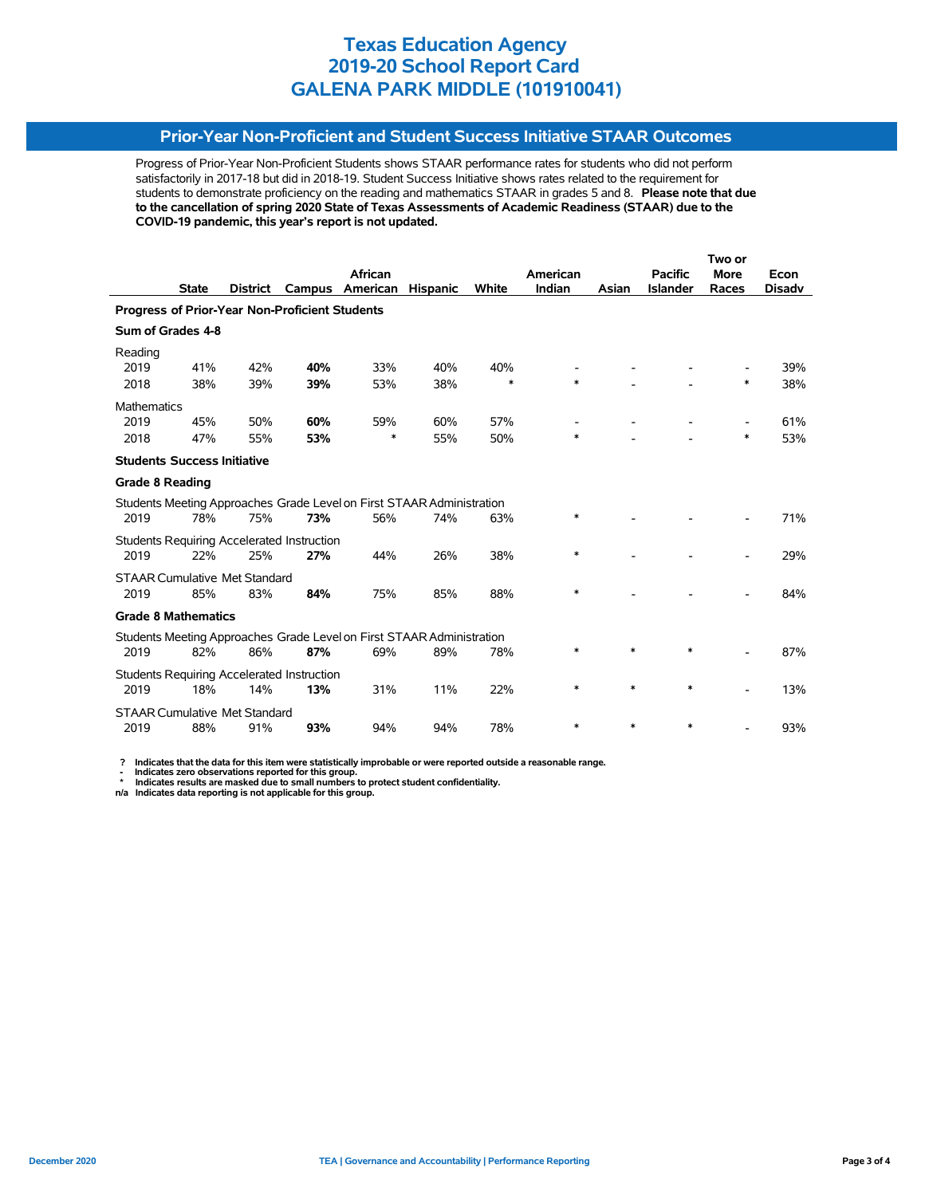# Texas Education Agency
# 2019-20 School Report Card
# GALENA PARK MIDDLE (101910041)

## Prior-Year Non-Proficient and Student Success Initiative STAAR Outcomes

Progress of Prior-Year Non-Proficient Students shows STAAR performance rates for students who did not perform satisfactorily in 2017-18 but did in 2018-19. Student Success Initiative shows rates related to the requirement for students to demonstrate proficiency on the reading and mathematics STAAR in grades 5 and 8. **Please note that due to the cancellation of spring 2020 State of Texas Assessments of Academic Readiness (STAAR) due to the COVID-19 pandemic, this year's report is not updated.**

| | State | District | Campus | African American | Hispanic | White | American Indian | Asian | Pacific Islander | Two or More Races | Econ Disadv |
|---|---|---|---|---|---|---|---|---|---|---|---|
| **Progress of Prior-Year Non-Proficient Students** | | | | | | | | | | | |
| **Sum of Grades 4-8** | | | | | | | | | | | |
| Reading | | | | | | | | | | | |
| 2019 | 41% | 42% | **40%** | 33% | 40% | 40% | - | - | - | - | 39% |
| 2018 | 38% | 39% | **39%** | 53% | 38% | * | * | - | - | * | 38% |
| Mathematics | | | | | | | | | | | |
| 2019 | 45% | 50% | **60%** | 59% | 60% | 57% | - | - | - | - | 61% |
| 2018 | 47% | 55% | **53%** | * | 55% | 50% | * | - | - | * | 53% |
| **Students Success Initiative** | | | | | | | | | | | |
| **Grade 8 Reading** | | | | | | | | | | | |
| Students Meeting Approaches Grade Level on First STAAR Administration | | | | | | | | | | | |
| 2019 | 78% | 75% | **73%** | 56% | 74% | 63% | * | - | - | - | 71% |
| Students Requiring Accelerated Instruction | | | | | | | | | | | |
| 2019 | 22% | 25% | **27%** | 44% | 26% | 38% | * | - | - | - | 29% |
| STAAR Cumulative Met Standard | | | | | | | | | | | |
| 2019 | 85% | 83% | **84%** | 75% | 85% | 88% | * | - | - | - | 84% |
| **Grade 8 Mathematics** | | | | | | | | | | | |
| Students Meeting Approaches Grade Level on First STAAR Administration | | | | | | | | | | | |
| 2019 | 82% | 86% | **87%** | 69% | 89% | 78% | * | * | * | - | 87% |
| Students Requiring Accelerated Instruction | | | | | | | | | | | |
| 2019 | 18% | 14% | **13%** | 31% | 11% | 22% | * | * | * | - | 13% |
| STAAR Cumulative Met Standard | | | | | | | | | | | |
| 2019 | 88% | 91% | **93%** | 94% | 94% | 78% | * | * | * | - | 93% |

**?** Indicates that the data for this item were statistically improbable or were reported outside a reasonable range.
**-** Indicates zero observations reported for this group.
**\*** Indicates results are masked due to small numbers to protect student confidentiality.
**n/a** Indicates data reporting is not applicable for this group.